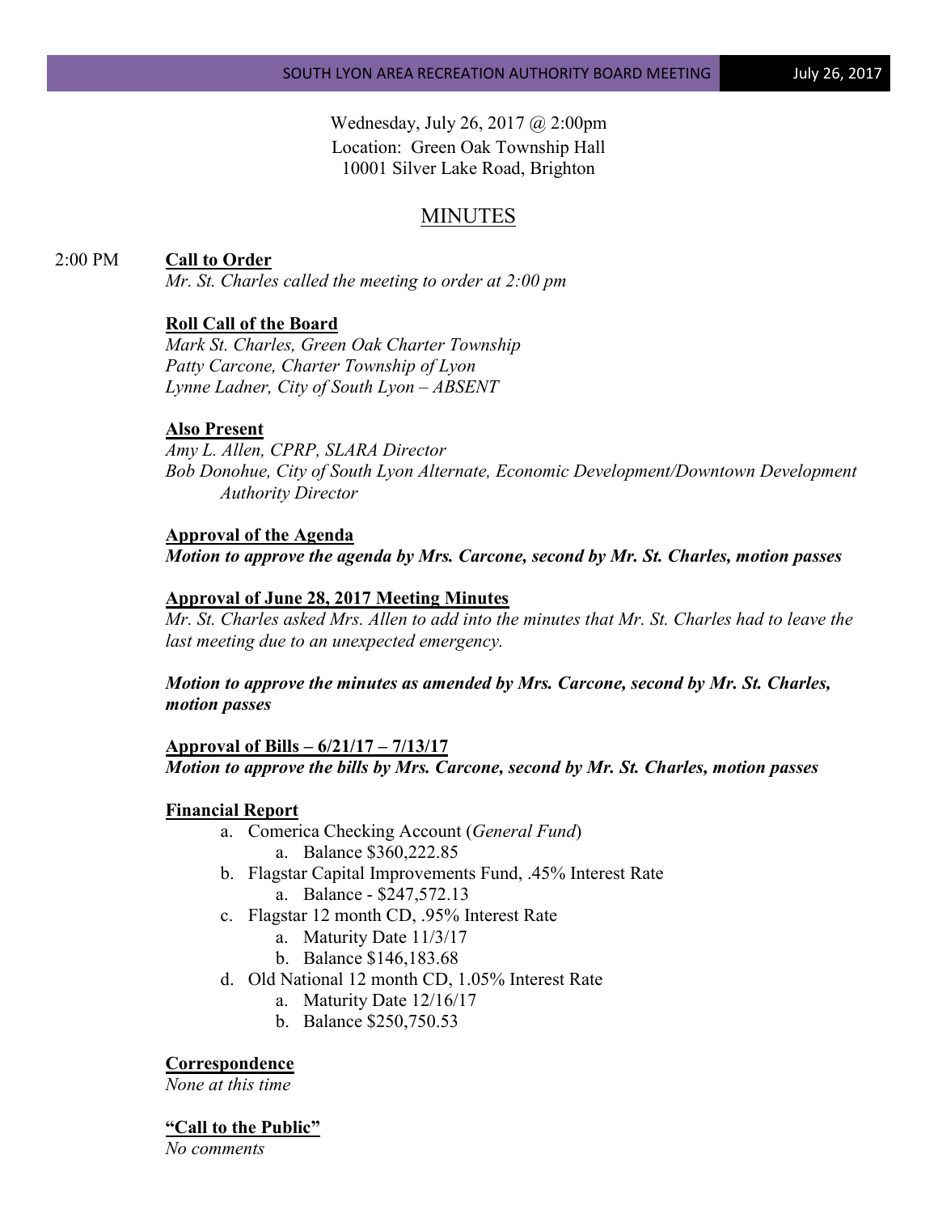Wednesday, July 26, 2017 @ 2:00pm
Location: Green Oak Township Hall
10001 Silver Lake Road, Brighton

# MINUTES

2:00 PM **Call to Order**

*Mr. St. Charles called the meeting to order at 2:00 pm*

**Roll Call of the Board**

*Mark St. Charles, Green Oak Charter Township*
*Patty Carcone, Charter Township of Lyon*
*Lynne Ladner, City of South Lyon – ABSENT*

**Also Present**

*Amy L. Allen, CPRP, SLARA Director*
*Bob Donohue, City of South Lyon Alternate, Economic Development/Downtown Development Authority Director*

**Approval of the Agenda**

***Motion to approve the agenda by Mrs. Carcone, second by Mr. St. Charles, motion passes***

**Approval of June 28, 2017 Meeting Minutes**

*Mr. St. Charles asked Mrs. Allen to add into the minutes that Mr. St. Charles had to leave the last meeting due to an unexpected emergency.*

***Motion to approve the minutes as amended by Mrs. Carcone, second by Mr. St. Charles, motion passes***

**Approval of Bills – 6/21/17 – 7/13/17**

***Motion to approve the bills by Mrs. Carcone, second by Mr. St. Charles, motion passes***

**Financial Report**

a. Comerica Checking Account (*General Fund*)
    a. Balance $360,222.85
b. Flagstar Capital Improvements Fund, .45% Interest Rate
    a. Balance - $247,572.13
c. Flagstar 12 month CD, .95% Interest Rate
    a. Maturity Date 11/3/17
    b. Balance $146,183.68
d. Old National 12 month CD, 1.05% Interest Rate
    a. Maturity Date 12/16/17
    b. Balance $250,750.53

**Correspondence**

*None at this time*

**"Call to the Public"**

*No comments*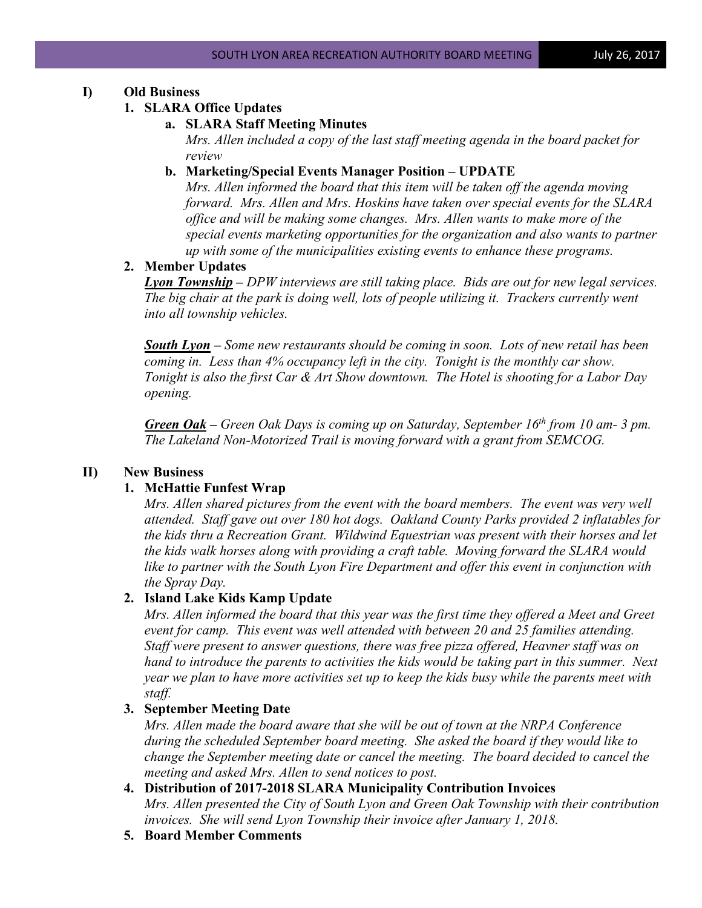## I) Old Business

### 1. SLARA Office Updates

**a. SLARA Staff Meeting Minutes**

*Mrs. Allen included a copy of the last staff meeting agenda in the board packet for review*

**b. Marketing/Special Events Manager Position – UPDATE**

*Mrs. Allen informed the board that this item will be taken off the agenda moving forward. Mrs. Allen and Mrs. Hoskins have taken over special events for the SLARA office and will be making some changes. Mrs. Allen wants to make more of the special events marketing opportunities for the organization and also wants to partner up with some of the municipalities existing events to enhance these programs.*

### 2. Member Updates

***Lyon Township*** *– DPW interviews are still taking place. Bids are out for new legal services. The big chair at the park is doing well, lots of people utilizing it. Trackers currently went into all township vehicles.*

***South Lyon*** *– Some new restaurants should be coming in soon. Lots of new retail has been coming in. Less than 4% occupancy left in the city. Tonight is the monthly car show. Tonight is also the first Car & Art Show downtown. The Hotel is shooting for a Labor Day opening.*

***Green Oak*** *– Green Oak Days is coming up on Saturday, September 16th from 10 am- 3 pm. The Lakeland Non-Motorized Trail is moving forward with a grant from SEMCOG.*

## II) New Business

### 1. McHattie Funfest Wrap

*Mrs. Allen shared pictures from the event with the board members. The event was very well attended. Staff gave out over 180 hot dogs. Oakland County Parks provided 2 inflatables for the kids thru a Recreation Grant. Wildwind Equestrian was present with their horses and let the kids walk horses along with providing a craft table. Moving forward the SLARA would like to partner with the South Lyon Fire Department and offer this event in conjunction with the Spray Day.*

### 2. Island Lake Kids Kamp Update

*Mrs. Allen informed the board that this year was the first time they offered a Meet and Greet event for camp. This event was well attended with between 20 and 25 families attending. Staff were present to answer questions, there was free pizza offered, Heavner staff was on hand to introduce the parents to activities the kids would be taking part in this summer. Next year we plan to have more activities set up to keep the kids busy while the parents meet with staff.*

### 3. September Meeting Date

*Mrs. Allen made the board aware that she will be out of town at the NRPA Conference during the scheduled September board meeting. She asked the board if they would like to change the September meeting date or cancel the meeting. The board decided to cancel the meeting and asked Mrs. Allen to send notices to post.*

### 4. Distribution of 2017-2018 SLARA Municipality Contribution Invoices

*Mrs. Allen presented the City of South Lyon and Green Oak Township with their contribution invoices. She will send Lyon Township their invoice after January 1, 2018.*

### 5. Board Member Comments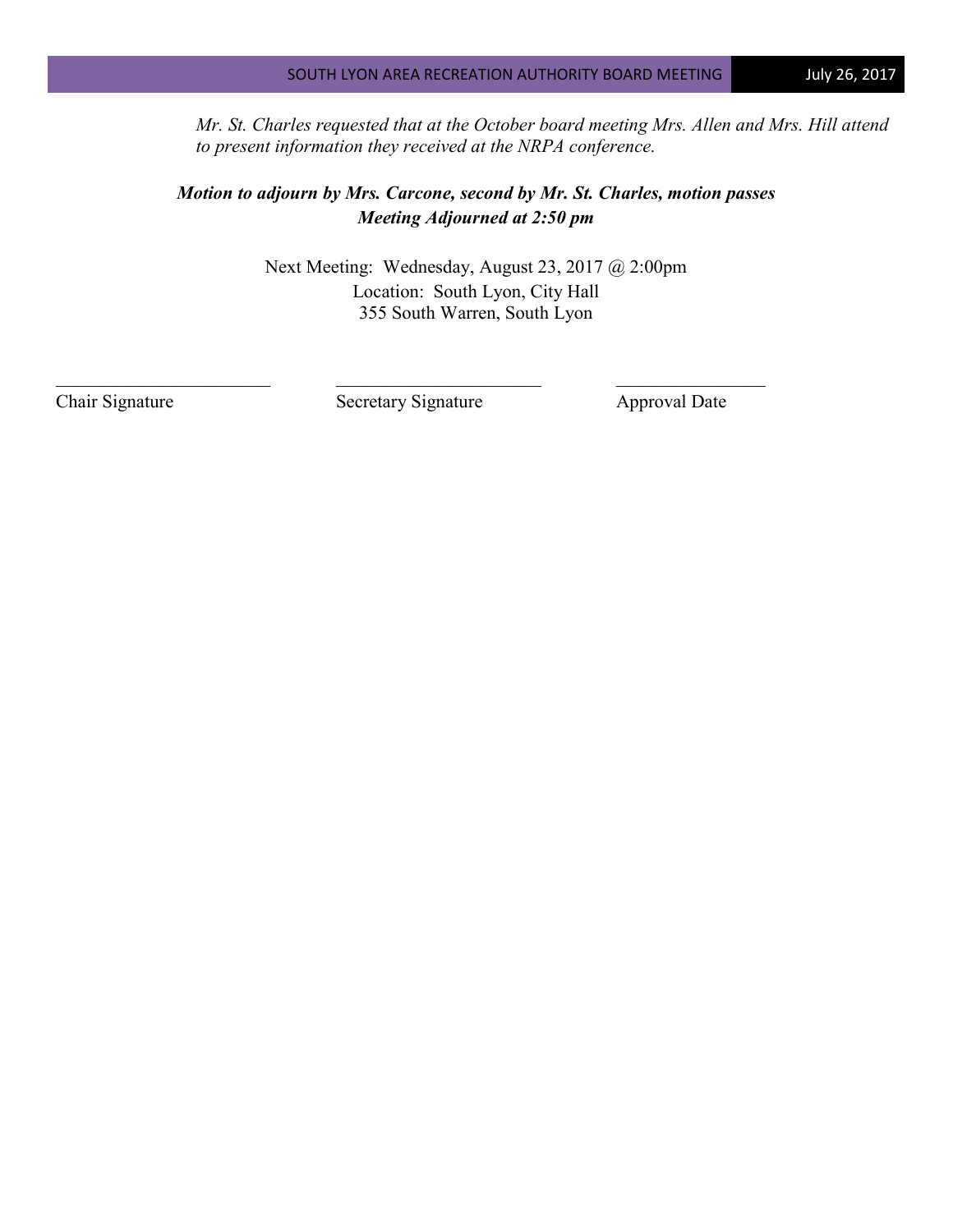*Mr. St. Charles requested that at the October board meeting Mrs. Allen and Mrs. Hill attend to present information they received at the NRPA conference.*

***Motion to adjourn by Mrs. Carcone, second by Mr. St. Charles, motion passes***
***Meeting Adjourned at 2:50 pm***

Next Meeting: Wednesday, August 23, 2017 @ 2:00pm
Location: South Lyon, City Hall
355 South Warren, South Lyon

| | | |
|---|---|---|
| ________________________ | ________________________ | ________________ |
| Chair Signature | Secretary Signature | Approval Date |